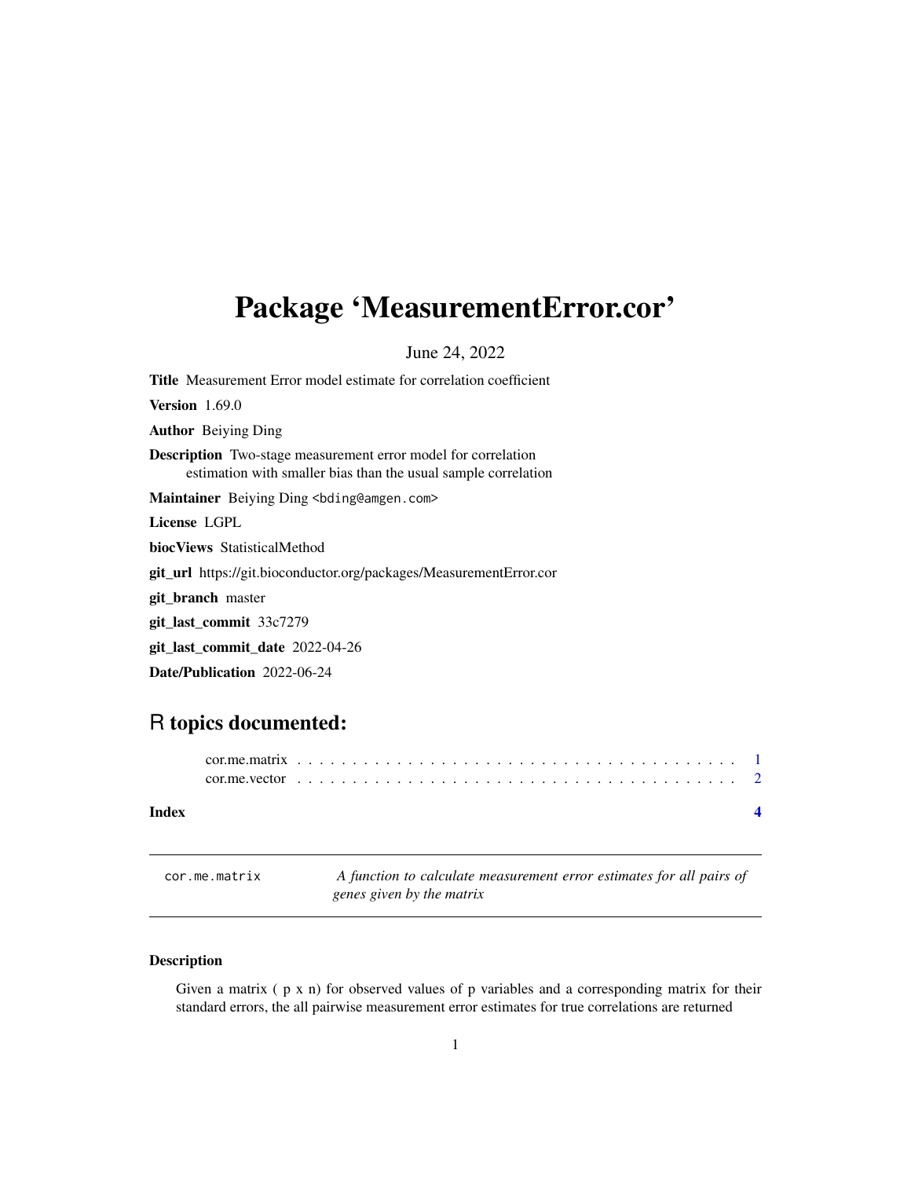# Package 'MeasurementError.cor'

June 24, 2022

**Title** Measurement Error model estimate for correlation coefficient

**Version** 1.69.0

**Author** Beiying Ding

**Description** Two-stage measurement error model for correlation estimation with smaller bias than the usual sample correlation

**Maintainer** Beiying Ding <bding@amgen.com>

**License** LGPL

**biocViews** StatisticalMethod

**git_url** https://git.bioconductor.org/packages/MeasurementError.cor

**git_branch** master

**git_last_commit** 33c7279

**git_last_commit_date** 2022-04-26

**Date/Publication** 2022-06-24

## R topics documented:

cor.me.matrix . . . . . . . . . . . . . . . . . . . . . . . . . . . . . . . . . . . . . . . . 1
cor.me.vector . . . . . . . . . . . . . . . . . . . . . . . . . . . . . . . . . . . . . . . . 2

**Index** 4

---

`cor.me.matrix` *A function to calculate measurement error estimates for all pairs of genes given by the matrix*

---

### Description

Given a matrix ( p x n) for observed values of p variables and a corresponding matrix for their standard errors, the all pairwise measurement error estimates for true correlations are returned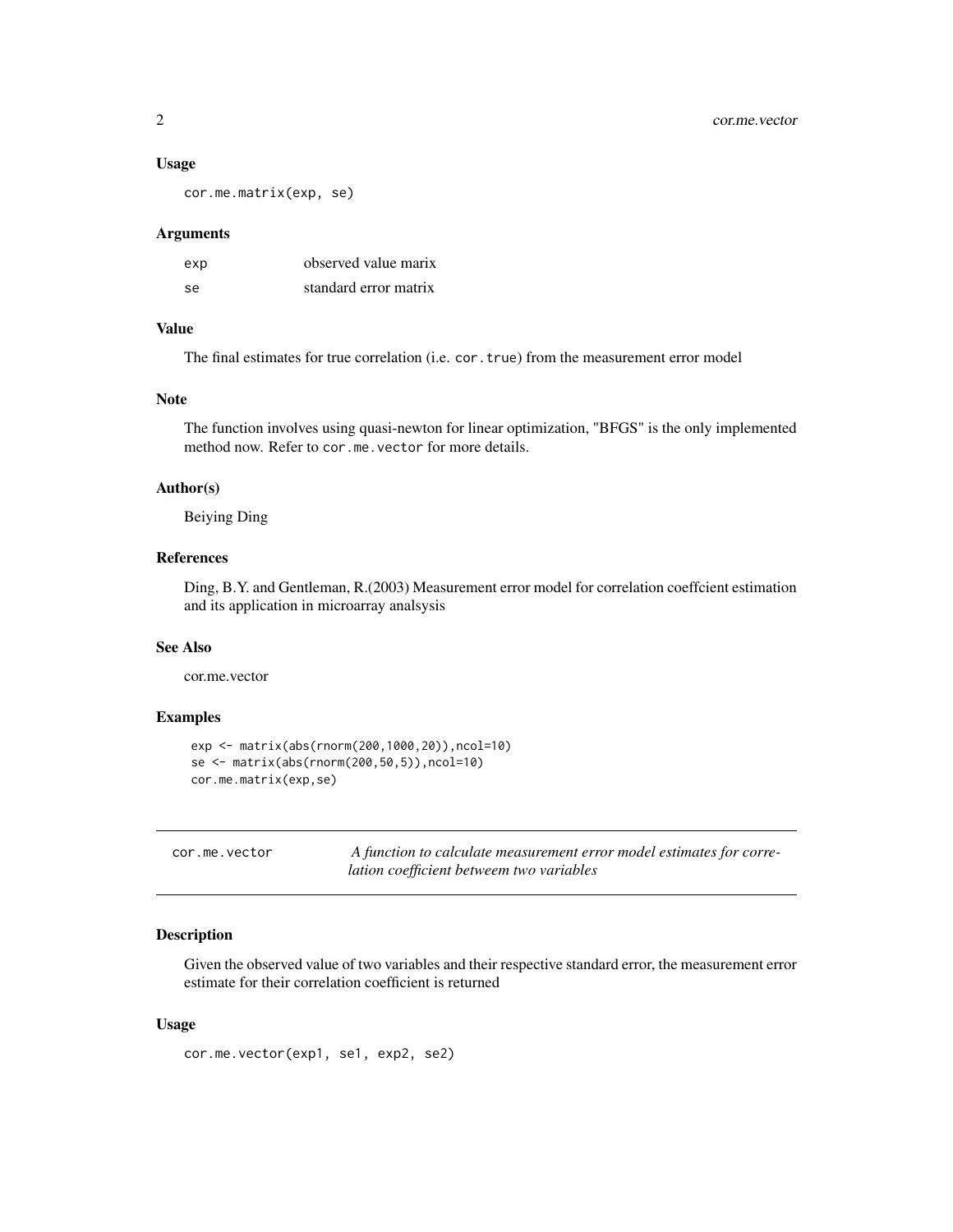### Usage

```
cor.me.matrix(exp, se)
```

### Arguments

| | |
|---|---|
| exp | observed value marix |
| se | standard error matrix |

### Value

The final estimates for true correlation (i.e. `cor.true`) from the measurement error model

### Note

The function involves using quasi-newton for linear optimization, "BFGS" is the only implemented method now. Refer to `cor.me.vector` for more details.

### Author(s)

Beiying Ding

### References

Ding, B.Y. and Gentleman, R.(2003) Measurement error model for correlation coeffcient estimation and its application in microarray analsysis

### See Also

cor.me.vector

### Examples

```
exp <- matrix(abs(rnorm(200,1000,20)),ncol=10)
se <- matrix(abs(rnorm(200,50,5)),ncol=10)
cor.me.matrix(exp,se)
```

---

## cor.me.vector — *A function to calculate measurement error model estimates for correlation coefficient betweem two variables*

### Description

Given the observed value of two variables and their respective standard error, the measurement error estimate for their correlation coefficient is returned

### Usage

```
cor.me.vector(exp1, se1, exp2, se2)
```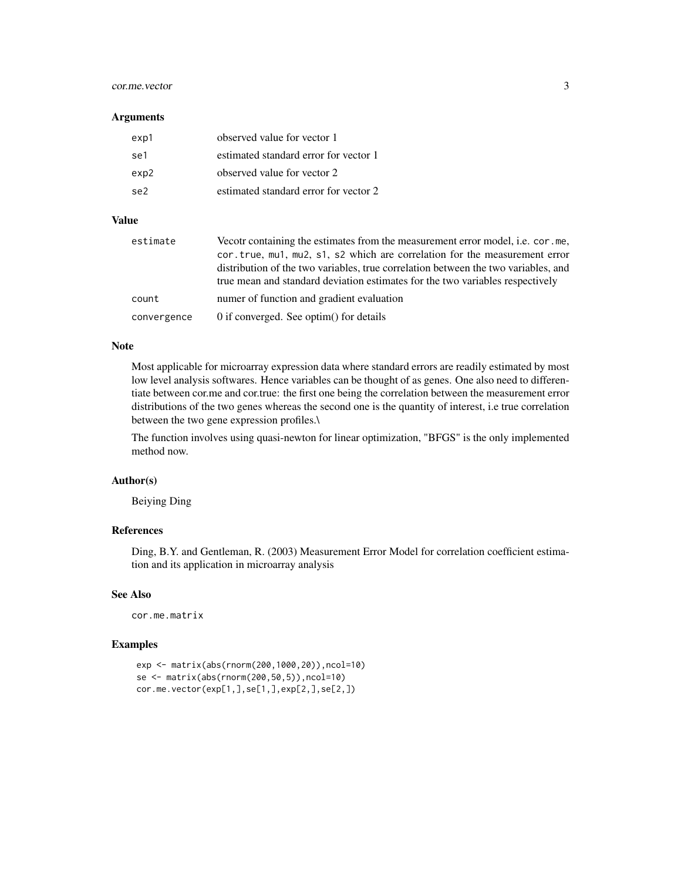### Arguments

| | |
|---|---|
| `exp1` | observed value for vector 1 |
| `se1` | estimated standard error for vector 1 |
| `exp2` | observed value for vector 2 |
| `se2` | estimated standard error for vector 2 |

### Value

| | |
|---|---|
| `estimate` | Vecotr containing the estimates from the measurement error model, i.e. `cor.me`, `cor.true`, `mu1`, `mu2`, `s1`, `s2` which are correlation for the measurement error distribution of the two variables, true correlation between the two variables, and true mean and standard deviation estimates for the two variables respectively |
| `count` | numer of function and gradient evaluation |
| `convergence` | 0 if converged. See optim() for details |

### Note

Most applicable for microarray expression data where standard errors are readily estimated by most low level analysis softwares. Hence variables can be thought of as genes. One also need to differentiate between cor.me and cor.true: the first one being the correlation between the measurement error distributions of the two genes whereas the second one is the quantity of interest, i.e true correlation between the two gene expression profiles.\

The function involves using quasi-newton for linear optimization, "BFGS" is the only implemented method now.

### Author(s)

Beiying Ding

### References

Ding, B.Y. and Gentleman, R. (2003) Measurement Error Model for correlation coefficient estimation and its application in microarray analysis

### See Also

`cor.me.matrix`

### Examples

```
exp <- matrix(abs(rnorm(200,1000,20)),ncol=10)
se <- matrix(abs(rnorm(200,50,5)),ncol=10)
cor.me.vector(exp[1,],se[1,],exp[2,],se[2,])
```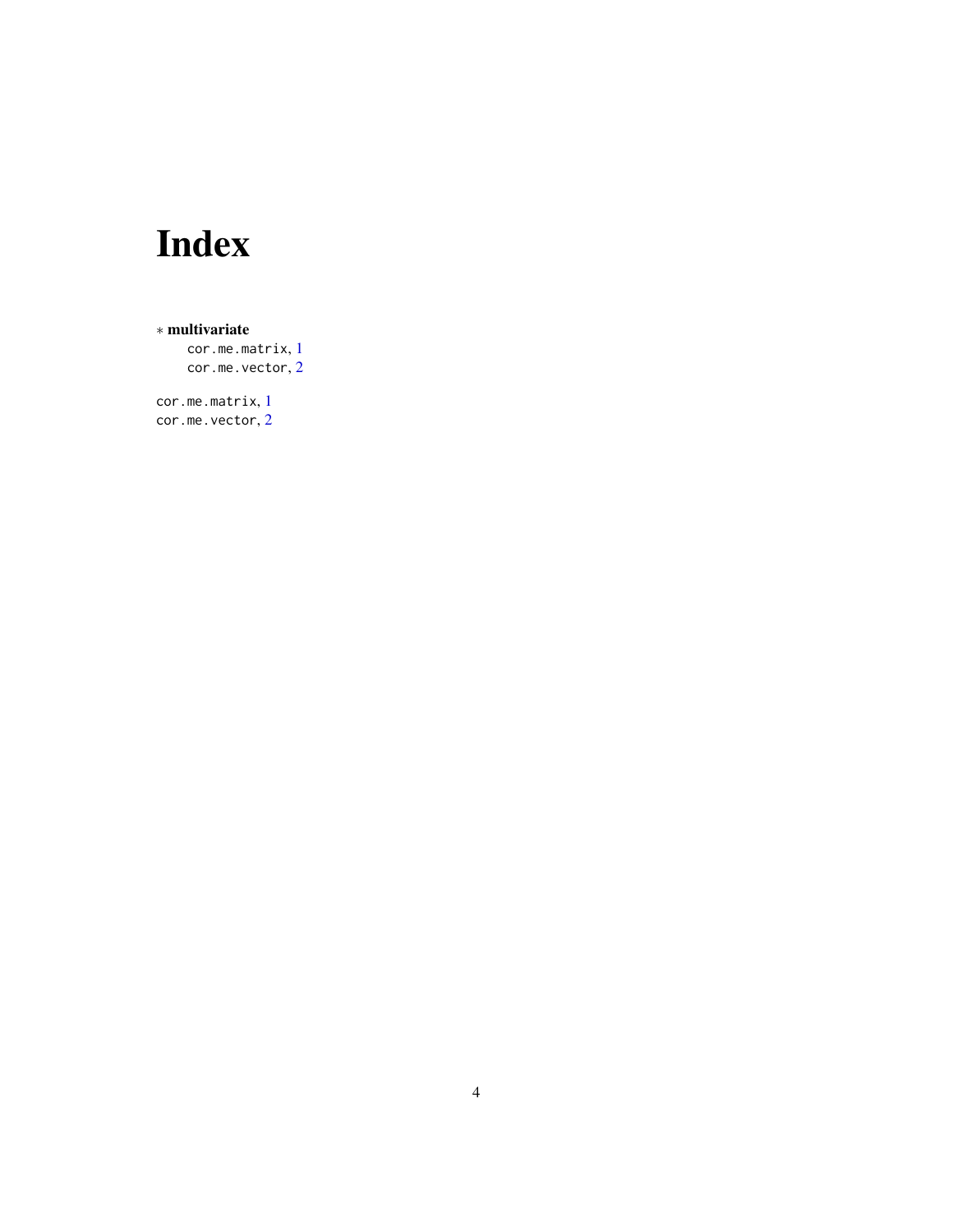# Index

∗ **multivariate**
- cor.me.matrix, 1
- cor.me.vector, 2

cor.me.matrix, 1
cor.me.vector, 2